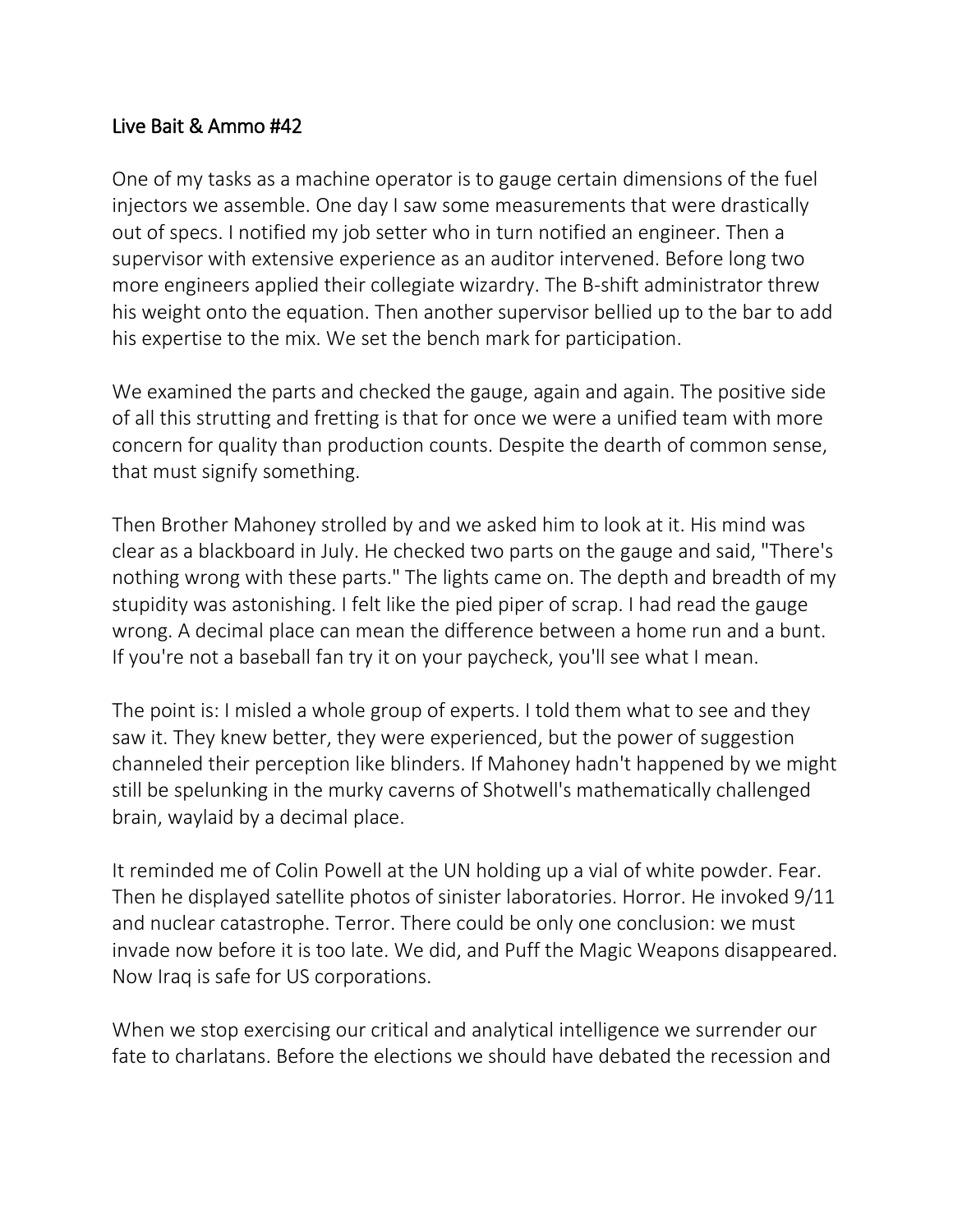## Live Bait & Ammo #42

One of my tasks as a machine operator is to gauge certain dimensions of the fuel injectors we assemble. One day I saw some measurements that were drastically out of specs. I notified my job setter who in turn notified an engineer. Then a supervisor with extensive experience as an auditor intervened. Before long two more engineers applied their collegiate wizardry. The B-shift administrator threw his weight onto the equation. Then another supervisor bellied up to the bar to add his expertise to the mix. We set the bench mark for participation.

We examined the parts and checked the gauge, again and again. The positive side of all this strutting and fretting is that for once we were a unified team with more concern for quality than production counts. Despite the dearth of common sense, that must signify something.

Then Brother Mahoney strolled by and we asked him to look at it. His mind was clear as a blackboard in July. He checked two parts on the gauge and said, "There's nothing wrong with these parts." The lights came on. The depth and breadth of my stupidity was astonishing. I felt like the pied piper of scrap. I had read the gauge wrong. A decimal place can mean the difference between a home run and a bunt. If you're not a baseball fan try it on your paycheck, you'll see what I mean.

The point is: I misled a whole group of experts. I told them what to see and they saw it. They knew better, they were experienced, but the power of suggestion channeled their perception like blinders. If Mahoney hadn't happened by we might still be spelunking in the murky caverns of Shotwell's mathematically challenged brain, waylaid by a decimal place.

It reminded me of Colin Powell at the UN holding up a vial of white powder. Fear. Then he displayed satellite photos of sinister laboratories. Horror. He invoked 9/11 and nuclear catastrophe. Terror. There could be only one conclusion: we must invade now before it is too late. We did, and Puff the Magic Weapons disappeared. Now Iraq is safe for US corporations.

When we stop exercising our critical and analytical intelligence we surrender our fate to charlatans. Before the elections we should have debated the recession and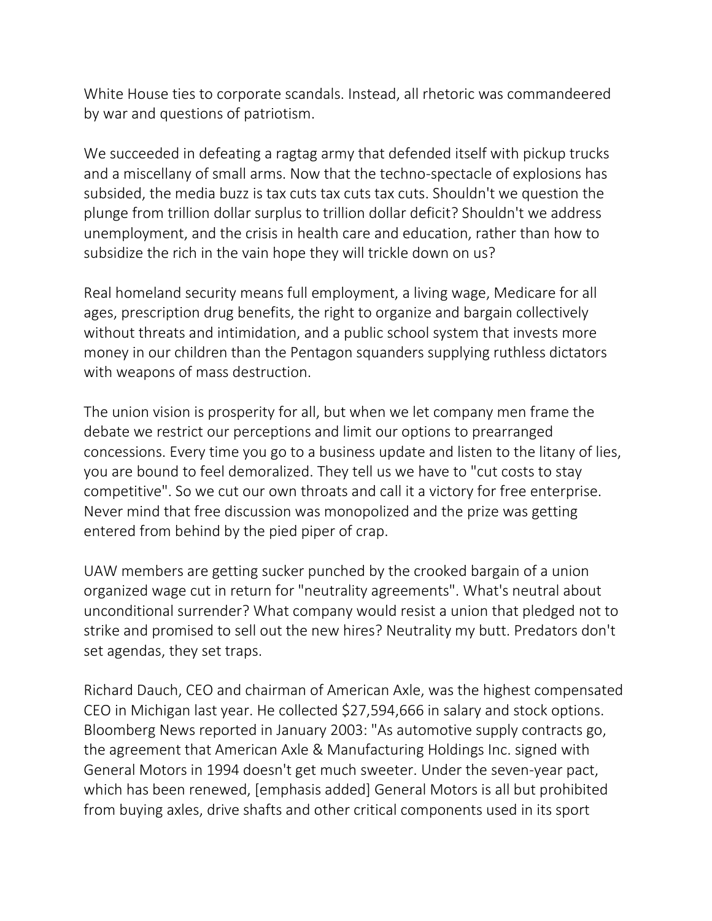White House ties to corporate scandals. Instead, all rhetoric was commandeered by war and questions of patriotism.

We succeeded in defeating a ragtag army that defended itself with pickup trucks and a miscellany of small arms. Now that the techno-spectacle of explosions has subsided, the media buzz is tax cuts tax cuts tax cuts. Shouldn't we question the plunge from trillion dollar surplus to trillion dollar deficit? Shouldn't we address unemployment, and the crisis in health care and education, rather than how to subsidize the rich in the vain hope they will trickle down on us?

Real homeland security means full employment, a living wage, Medicare for all ages, prescription drug benefits, the right to organize and bargain collectively without threats and intimidation, and a public school system that invests more money in our children than the Pentagon squanders supplying ruthless dictators with weapons of mass destruction.

The union vision is prosperity for all, but when we let company men frame the debate we restrict our perceptions and limit our options to prearranged concessions. Every time you go to a business update and listen to the litany of lies, you are bound to feel demoralized. They tell us we have to "cut costs to stay competitive". So we cut our own throats and call it a victory for free enterprise. Never mind that free discussion was monopolized and the prize was getting entered from behind by the pied piper of crap.

UAW members are getting sucker punched by the crooked bargain of a union organized wage cut in return for "neutrality agreements". What's neutral about unconditional surrender? What company would resist a union that pledged not to strike and promised to sell out the new hires? Neutrality my butt. Predators don't set agendas, they set traps.

Richard Dauch, CEO and chairman of American Axle, was the highest compensated CEO in Michigan last year. He collected $27,594,666 in salary and stock options. Bloomberg News reported in January 2003: "As automotive supply contracts go, the agreement that American Axle & Manufacturing Holdings Inc. signed with General Motors in 1994 doesn't get much sweeter. Under the seven-year pact, which has been renewed, [emphasis added] General Motors is all but prohibited from buying axles, drive shafts and other critical components used in its sport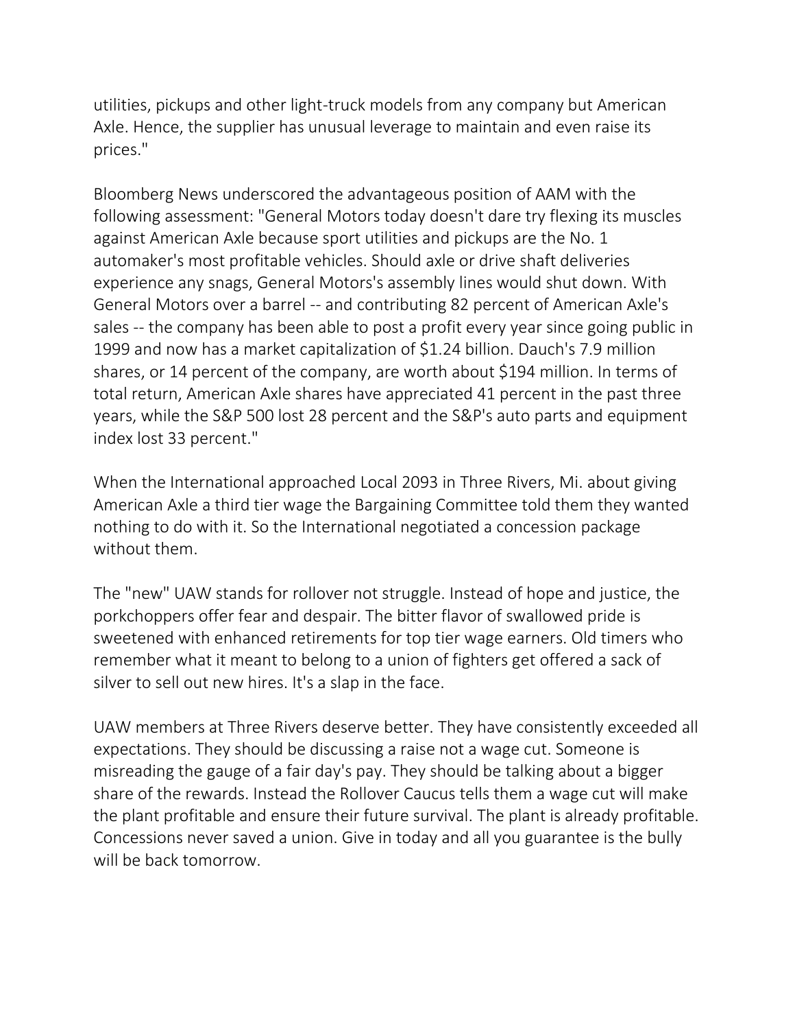utilities, pickups and other light-truck models from any company but American Axle. Hence, the supplier has unusual leverage to maintain and even raise its prices."

Bloomberg News underscored the advantageous position of AAM with the following assessment: "General Motors today doesn't dare try flexing its muscles against American Axle because sport utilities and pickups are the No. 1 automaker's most profitable vehicles. Should axle or drive shaft deliveries experience any snags, General Motors's assembly lines would shut down. With General Motors over a barrel -- and contributing 82 percent of American Axle's sales -- the company has been able to post a profit every year since going public in 1999 and now has a market capitalization of $1.24 billion. Dauch's 7.9 million shares, or 14 percent of the company, are worth about $194 million. In terms of total return, American Axle shares have appreciated 41 percent in the past three years, while the S&P 500 lost 28 percent and the S&P's auto parts and equipment index lost 33 percent."

When the International approached Local 2093 in Three Rivers, Mi. about giving American Axle a third tier wage the Bargaining Committee told them they wanted nothing to do with it. So the International negotiated a concession package without them.

The "new" UAW stands for rollover not struggle. Instead of hope and justice, the porkchoppers offer fear and despair. The bitter flavor of swallowed pride is sweetened with enhanced retirements for top tier wage earners. Old timers who remember what it meant to belong to a union of fighters get offered a sack of silver to sell out new hires. It's a slap in the face.

UAW members at Three Rivers deserve better. They have consistently exceeded all expectations. They should be discussing a raise not a wage cut. Someone is misreading the gauge of a fair day's pay. They should be talking about a bigger share of the rewards. Instead the Rollover Caucus tells them a wage cut will make the plant profitable and ensure their future survival. The plant is already profitable. Concessions never saved a union. Give in today and all you guarantee is the bully will be back tomorrow.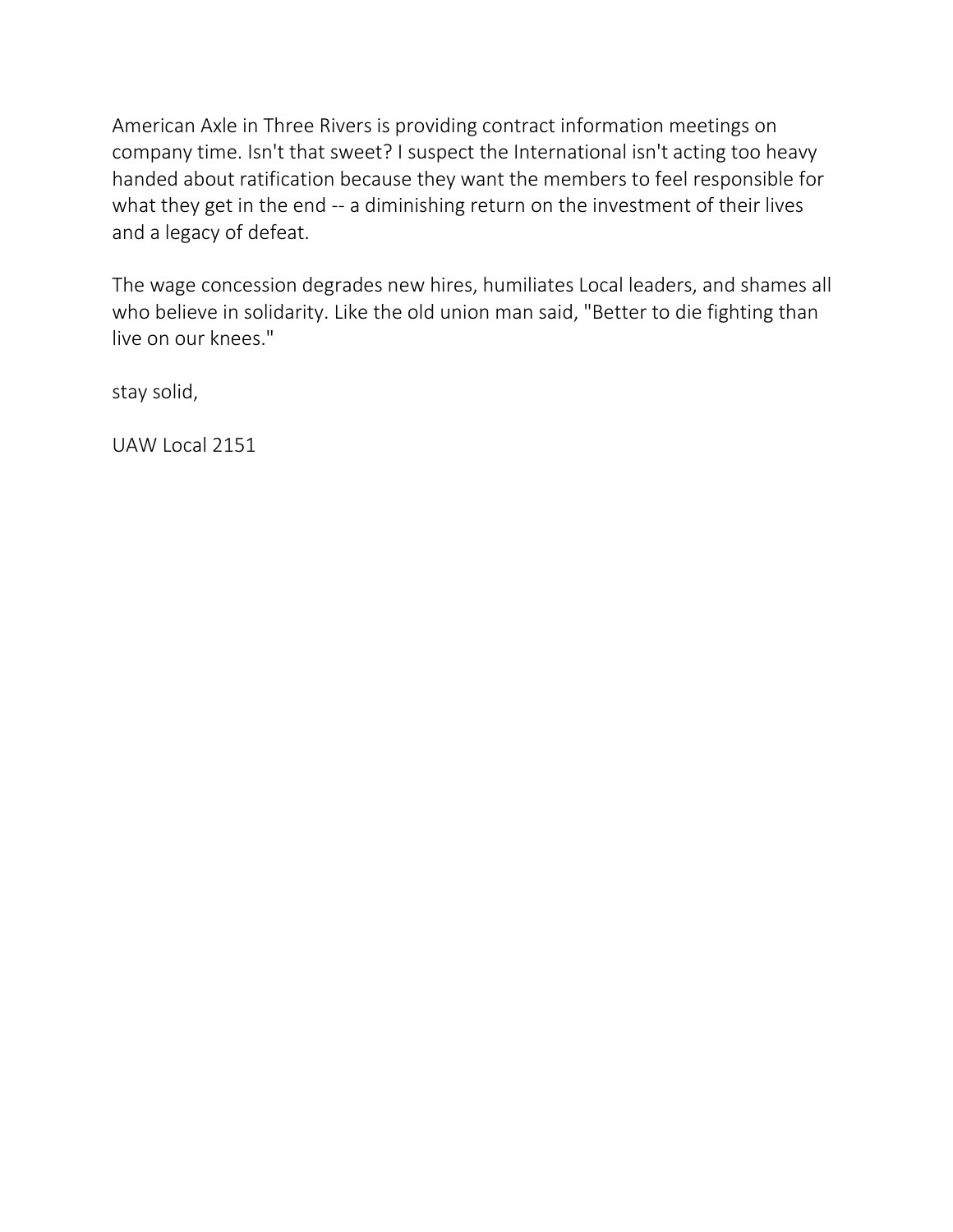American Axle in Three Rivers is providing contract information meetings on company time. Isn't that sweet? I suspect the International isn't acting too heavy handed about ratification because they want the members to feel responsible for what they get in the end -- a diminishing return on the investment of their lives and a legacy of defeat.

The wage concession degrades new hires, humiliates Local leaders, and shames all who believe in solidarity. Like the old union man said, "Better to die fighting than live on our knees."

stay solid,

UAW Local 2151